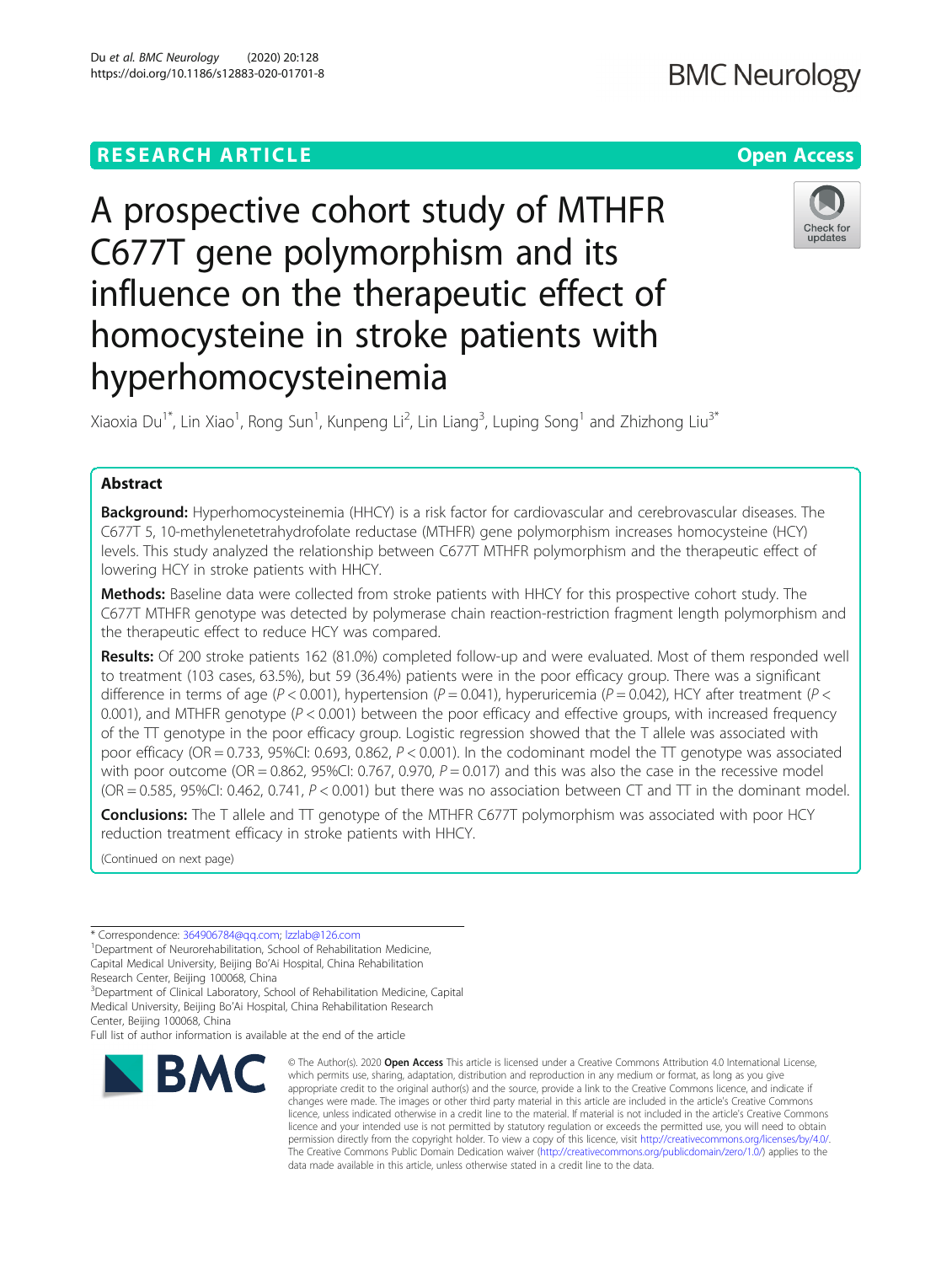RESEARCH ARTICLE

Open Access

# A prospective cohort study of MTHFR C677T gene polymorphism and its influence on the therapeutic effect of homocysteine in stroke patients with hyperhomocysteinemia

Xiaoxia Du[1*], Lin Xiao[1], Rong Sun[1], Kunpeng Li[2], Lin Liang[3], Luping Song[1] and Zhizhong Liu[3*]

## Abstract

**Background:** Hyperhomocysteinemia (HHCY) is a risk factor for cardiovascular and cerebrovascular diseases. The C677T 5, 10-methylenetetrahydrofolate reductase (MTHFR) gene polymorphism increases homocysteine (HCY) levels. This study analyzed the relationship between C677T MTHFR polymorphism and the therapeutic effect of lowering HCY in stroke patients with HHCY.

**Methods:** Baseline data were collected from stroke patients with HHCY for this prospective cohort study. The C677T MTHFR genotype was detected by polymerase chain reaction-restriction fragment length polymorphism and the therapeutic effect to reduce HCY was compared.

**Results:** Of 200 stroke patients 162 (81.0%) completed follow-up and were evaluated. Most of them responded well to treatment (103 cases, 63.5%), but 59 (36.4%) patients were in the poor efficacy group. There was a significant difference in terms of age ($P < 0.001$), hypertension ($P = 0.041$), hyperuricemia ($P = 0.042$), HCY after treatment ($P < 0.001$), and MTHFR genotype ($P < 0.001$) between the poor efficacy and effective groups, with increased frequency of the TT genotype in the poor efficacy group. Logistic regression showed that the T allele was associated with poor efficacy (OR = 0.733, 95%CI: 0.693, 0.862, $P < 0.001$). In the codominant model the TT genotype was associated with poor outcome (OR = 0.862, 95%CI: 0.767, 0.970, $P = 0.017$) and this was also the case in the recessive model (OR = 0.585, 95%CI: 0.462, 0.741, $P < 0.001$) but there was no association between CT and TT in the dominant model.

**Conclusions:** The T allele and TT genotype of the MTHFR C677T polymorphism was associated with poor HCY reduction treatment efficacy in stroke patients with HHCY.

(Continued on next page)

* Correspondence: 364906784@qq.com; lzzlab@126.com

[1]Department of Neurorehabilitation, School of Rehabilitation Medicine, Capital Medical University, Beijing Bo'Ai Hospital, China Rehabilitation Research Center, Beijing 100068, China

[3]Department of Clinical Laboratory, School of Rehabilitation Medicine, Capital Medical University, Beijing Bo'Ai Hospital, China Rehabilitation Research Center, Beijing 100068, China

Full list of author information is available at the end of the article

© The Author(s). 2020 **Open Access** This article is licensed under a Creative Commons Attribution 4.0 International License, which permits use, sharing, adaptation, distribution and reproduction in any medium or format, as long as you give appropriate credit to the original author(s) and the source, provide a link to the Creative Commons licence, and indicate if changes were made. The images or other third party material in this article are included in the article's Creative Commons licence, unless indicated otherwise in a credit line to the material. If material is not included in the article's Creative Commons licence and your intended use is not permitted by statutory regulation or exceeds the permitted use, you will need to obtain permission directly from the copyright holder. To view a copy of this licence, visit http://creativecommons.org/licenses/by/4.0/. The Creative Commons Public Domain Dedication waiver (http://creativecommons.org/publicdomain/zero/1.0/) applies to the data made available in this article, unless otherwise stated in a credit line to the data.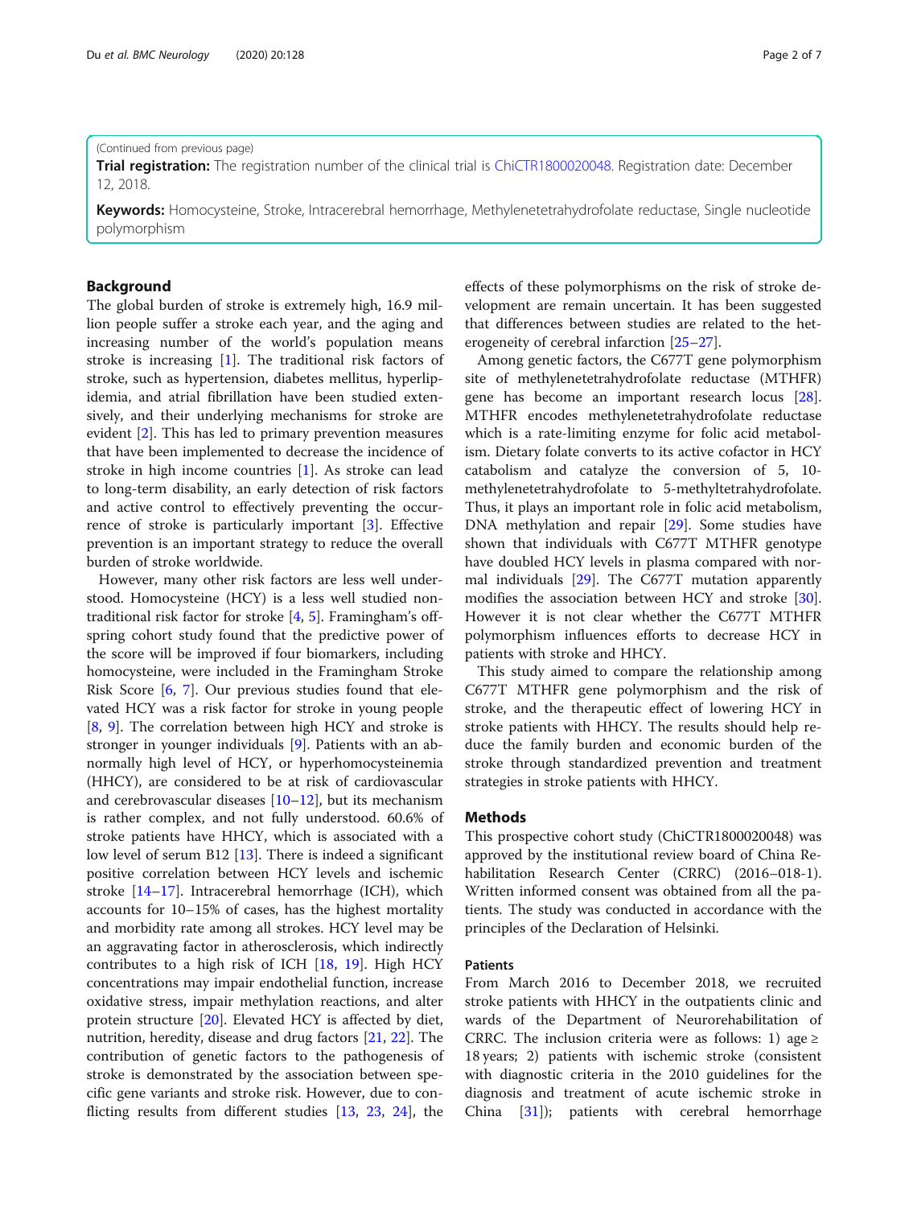(Continued from previous page)

**Trial registration:** The registration number of the clinical trial is ChiCTR1800020048. Registration date: December 12, 2018.

**Keywords:** Homocysteine, Stroke, Intracerebral hemorrhage, Methylenetetrahydrofolate reductase, Single nucleotide polymorphism

## Background

The global burden of stroke is extremely high, 16.9 million people suffer a stroke each year, and the aging and increasing number of the world's population means stroke is increasing [1]. The traditional risk factors of stroke, such as hypertension, diabetes mellitus, hyperlipidemia, and atrial fibrillation have been studied extensively, and their underlying mechanisms for stroke are evident [2]. This has led to primary prevention measures that have been implemented to decrease the incidence of stroke in high income countries [1]. As stroke can lead to long-term disability, an early detection of risk factors and active control to effectively preventing the occurrence of stroke is particularly important [3]. Effective prevention is an important strategy to reduce the overall burden of stroke worldwide.

However, many other risk factors are less well understood. Homocysteine (HCY) is a less well studied non-traditional risk factor for stroke [4, 5]. Framingham's offspring cohort study found that the predictive power of the score will be improved if four biomarkers, including homocysteine, were included in the Framingham Stroke Risk Score [6, 7]. Our previous studies found that elevated HCY was a risk factor for stroke in young people [8, 9]. The correlation between high HCY and stroke is stronger in younger individuals [9]. Patients with an abnormally high level of HCY, or hyperhomocysteinemia (HHCY), are considered to be at risk of cardiovascular and cerebrovascular diseases [10–12], but its mechanism is rather complex, and not fully understood. 60.6% of stroke patients have HHCY, which is associated with a low level of serum B12 [13]. There is indeed a significant positive correlation between HCY levels and ischemic stroke [14–17]. Intracerebral hemorrhage (ICH), which accounts for 10–15% of cases, has the highest mortality and morbidity rate among all strokes. HCY level may be an aggravating factor in atherosclerosis, which indirectly contributes to a high risk of ICH [18, 19]. High HCY concentrations may impair endothelial function, increase oxidative stress, impair methylation reactions, and alter protein structure [20]. Elevated HCY is affected by diet, nutrition, heredity, disease and drug factors [21, 22]. The contribution of genetic factors to the pathogenesis of stroke is demonstrated by the association between specific gene variants and stroke risk. However, due to conflicting results from different studies [13, 23, 24], the effects of these polymorphisms on the risk of stroke development are remain uncertain. It has been suggested that differences between studies are related to the heterogeneity of cerebral infarction [25–27].

Among genetic factors, the C677T gene polymorphism site of methylenetetrahydrofolate reductase (MTHFR) gene has become an important research locus [28]. MTHFR encodes methylenetetrahydrofolate reductase which is a rate-limiting enzyme for folic acid metabolism. Dietary folate converts to its active cofactor in HCY catabolism and catalyze the conversion of 5, 10-methylenetetrahydrofolate to 5-methyltetrahydrofolate. Thus, it plays an important role in folic acid metabolism, DNA methylation and repair [29]. Some studies have shown that individuals with C677T MTHFR genotype have doubled HCY levels in plasma compared with normal individuals [29]. The C677T mutation apparently modifies the association between HCY and stroke [30]. However it is not clear whether the C677T MTHFR polymorphism influences efforts to decrease HCY in patients with stroke and HHCY.

This study aimed to compare the relationship among C677T MTHFR gene polymorphism and the risk of stroke, and the therapeutic effect of lowering HCY in stroke patients with HHCY. The results should help reduce the family burden and economic burden of the stroke through standardized prevention and treatment strategies in stroke patients with HHCY.

## Methods

This prospective cohort study (ChiCTR1800020048) was approved by the institutional review board of China Rehabilitation Research Center (CRRC) (2016–018-1). Written informed consent was obtained from all the patients. The study was conducted in accordance with the principles of the Declaration of Helsinki.

### Patients

From March 2016 to December 2018, we recruited stroke patients with HHCY in the outpatients clinic and wards of the Department of Neurorehabilitation of CRRC. The inclusion criteria were as follows: 1) age ≥ 18 years; 2) patients with ischemic stroke (consistent with diagnostic criteria in the 2010 guidelines for the diagnosis and treatment of acute ischemic stroke in China [31]); patients with cerebral hemorrhage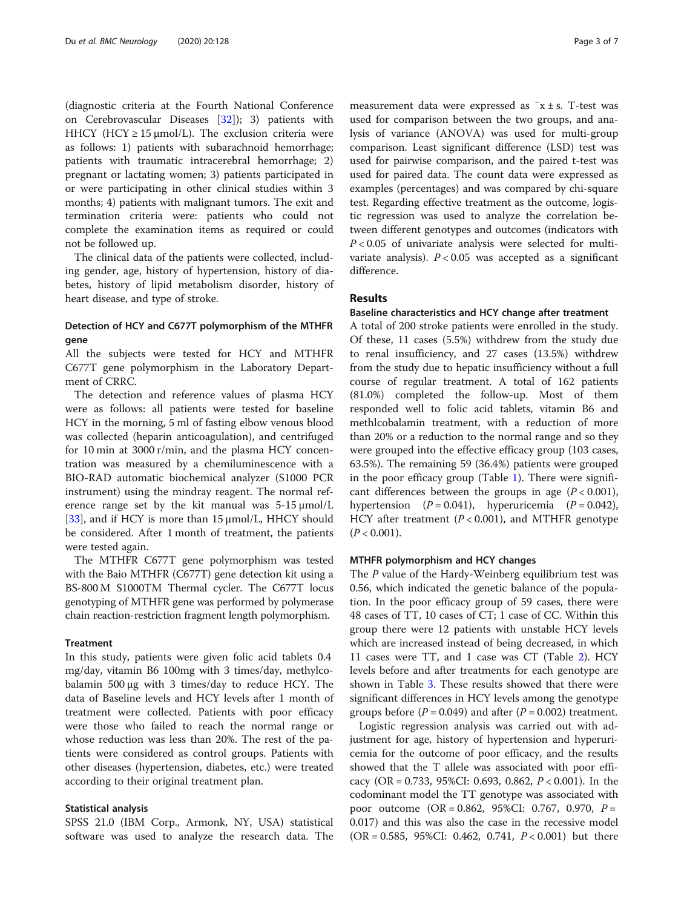(diagnostic criteria at the Fourth National Conference on Cerebrovascular Diseases [32]); 3) patients with HHCY (HCY ≥ 15 μmol/L). The exclusion criteria were as follows: 1) patients with subarachnoid hemorrhage; patients with traumatic intracerebral hemorrhage; 2) pregnant or lactating women; 3) patients participated in or were participating in other clinical studies within 3 months; 4) patients with malignant tumors. The exit and termination criteria were: patients who could not complete the examination items as required or could not be followed up.

The clinical data of the patients were collected, including gender, age, history of hypertension, history of diabetes, history of lipid metabolism disorder, history of heart disease, and type of stroke.

### Detection of HCY and C677T polymorphism of the MTHFR gene

All the subjects were tested for HCY and MTHFR C677T gene polymorphism in the Laboratory Department of CRRC.

The detection and reference values of plasma HCY were as follows: all patients were tested for baseline HCY in the morning, 5 ml of fasting elbow venous blood was collected (heparin anticoagulation), and centrifuged for 10 min at 3000 r/min, and the plasma HCY concentration was measured by a chemiluminescence with a BIO-RAD automatic biochemical analyzer (S1000 PCR instrument) using the mindray reagent. The normal reference range set by the kit manual was 5-15 μmol/L [33], and if HCY is more than 15 μmol/L, HHCY should be considered. After 1 month of treatment, the patients were tested again.

The MTHFR C677T gene polymorphism was tested with the Baio MTHFR (C677T) gene detection kit using a BS-800 M S1000TM Thermal cycler. The C677T locus genotyping of MTHFR gene was performed by polymerase chain reaction-restriction fragment length polymorphism.

### Treatment

In this study, patients were given folic acid tablets 0.4 mg/day, vitamin B6 100mg with 3 times/day, methylcobalamin 500 μg with 3 times/day to reduce HCY. The data of Baseline levels and HCY levels after 1 month of treatment were collected. Patients with poor efficacy were those who failed to reach the normal range or whose reduction was less than 20%. The rest of the patients were considered as control groups. Patients with other diseases (hypertension, diabetes, etc.) were treated according to their original treatment plan.

### Statistical analysis

SPSS 21.0 (IBM Corp., Armonk, NY, USA) statistical software was used to analyze the research data. The measurement data were expressed as $\bar{x} \pm s$. T-test was used for comparison between the two groups, and analysis of variance (ANOVA) was used for multi-group comparison. Least significant difference (LSD) test was used for pairwise comparison, and the paired t-test was used for paired data. The count data were expressed as examples (percentages) and was compared by chi-square test. Regarding effective treatment as the outcome, logistic regression was used to analyze the correlation between different genotypes and outcomes (indicators with $P < 0.05$ of univariate analysis were selected for multivariate analysis). $P < 0.05$ was accepted as a significant difference.

## Results

### Baseline characteristics and HCY change after treatment

A total of 200 stroke patients were enrolled in the study. Of these, 11 cases (5.5%) withdrew from the study due to renal insufficiency, and 27 cases (13.5%) withdrew from the study due to hepatic insufficiency without a full course of regular treatment. A total of 162 patients (81.0%) completed the follow-up. Most of them responded well to folic acid tablets, vitamin B6 and methlcobalamin treatment, with a reduction of more than 20% or a reduction to the normal range and so they were grouped into the effective efficacy group (103 cases, 63.5%). The remaining 59 (36.4%) patients were grouped in the poor efficacy group (Table 1). There were significant differences between the groups in age ($P < 0.001$), hypertension ($P = 0.041$), hyperuricemia ($P = 0.042$), HCY after treatment ($P < 0.001$), and MTHFR genotype ($P < 0.001$).

### MTHFR polymorphism and HCY changes

The $P$ value of the Hardy-Weinberg equilibrium test was 0.56, which indicated the genetic balance of the population. In the poor efficacy group of 59 cases, there were 48 cases of TT, 10 cases of CT; 1 case of CC. Within this group there were 12 patients with unstable HCY levels which are increased instead of being decreased, in which 11 cases were TT, and 1 case was CT (Table 2). HCY levels before and after treatments for each genotype are shown in Table 3. These results showed that there were significant differences in HCY levels among the genotype groups before ($P = 0.049$) and after ($P = 0.002$) treatment.

Logistic regression analysis was carried out with adjustment for age, history of hypertension and hyperuricemia for the outcome of poor efficacy, and the results showed that the T allele was associated with poor efficacy (OR = 0.733, 95%CI: 0.693, 0.862, $P < 0.001$). In the codominant model the TT genotype was associated with poor outcome (OR = 0.862, 95%CI: 0.767, 0.970, $P = 0.017$) and this was also the case in the recessive model (OR = 0.585, 95%CI: 0.462, 0.741, $P < 0.001$) but there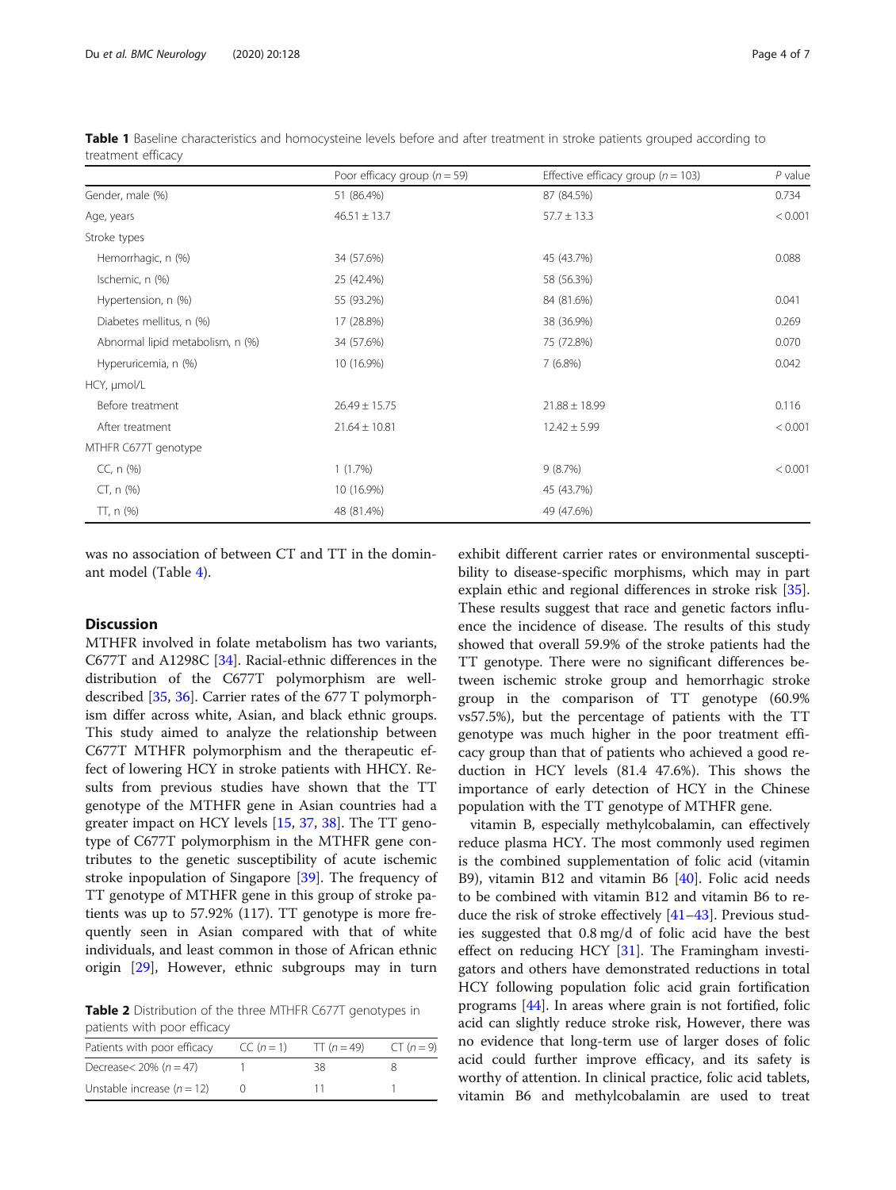**Table 1** Baseline characteristics and homocysteine levels before and after treatment in stroke patients grouped according to treatment efficacy

| | Poor efficacy group (n = 59) | Effective efficacy group (n = 103) | P value |
|---|---|---|---|
| Gender, male (%) | 51 (86.4%) | 87 (84.5%) | 0.734 |
| Age, years | 46.51 ± 13.7 | 57.7 ± 13.3 | < 0.001 |
| Stroke types | | | |
| Hemorrhagic, n (%) | 34 (57.6%) | 45 (43.7%) | 0.088 |
| Ischemic, n (%) | 25 (42.4%) | 58 (56.3%) | |
| Hypertension, n (%) | 55 (93.2%) | 84 (81.6%) | 0.041 |
| Diabetes mellitus, n (%) | 17 (28.8%) | 38 (36.9%) | 0.269 |
| Abnormal lipid metabolism, n (%) | 34 (57.6%) | 75 (72.8%) | 0.070 |
| Hyperuricemia, n (%) | 10 (16.9%) | 7 (6.8%) | 0.042 |
| HCY, μmol/L | | | |
| Before treatment | 26.49 ± 15.75 | 21.88 ± 18.99 | 0.116 |
| After treatment | 21.64 ± 10.81 | 12.42 ± 5.99 | < 0.001 |
| MTHFR C677T genotype | | | |
| CC, n (%) | 1 (1.7%) | 9 (8.7%) | < 0.001 |
| CT, n (%) | 10 (16.9%) | 45 (43.7%) | |
| TT, n (%) | 48 (81.4%) | 49 (47.6%) | |

was no association of between CT and TT in the dominant model (Table 4).

## Discussion

MTHFR involved in folate metabolism has two variants, C677T and A1298C [34]. Racial-ethnic differences in the distribution of the C677T polymorphism are well-described [35, 36]. Carrier rates of the 677 T polymorphism differ across white, Asian, and black ethnic groups. This study aimed to analyze the relationship between C677T MTHFR polymorphism and the therapeutic effect of lowering HCY in stroke patients with HHCY. Results from previous studies have shown that the TT genotype of the MTHFR gene in Asian countries had a greater impact on HCY levels [15, 37, 38]. The TT genotype of C677T polymorphism in the MTHFR gene contributes to the genetic susceptibility of acute ischemic stroke inpopulation of Singapore [39]. The frequency of TT genotype of MTHFR gene in this group of stroke patients was up to 57.92% (117). TT genotype is more frequently seen in Asian compared with that of white individuals, and least common in those of African ethnic origin [29], However, ethnic subgroups may in turn exhibit different carrier rates or environmental susceptibility to disease-specific morphisms, which may in part explain ethic and regional differences in stroke risk [35]. These results suggest that race and genetic factors influence the incidence of disease. The results of this study showed that overall 59.9% of the stroke patients had the TT genotype. There were no significant differences between ischemic stroke group and hemorrhagic stroke group in the comparison of TT genotype (60.9% vs57.5%), but the percentage of patients with the TT genotype was much higher in the poor treatment efficacy group than that of patients who achieved a good reduction in HCY levels (81.4 47.6%). This shows the importance of early detection of HCY in the Chinese population with the TT genotype of MTHFR gene.

vitamin B, especially methylcobalamin, can effectively reduce plasma HCY. The most commonly used regimen is the combined supplementation of folic acid (vitamin B9), vitamin B12 and vitamin B6 [40]. Folic acid needs to be combined with vitamin B12 and vitamin B6 to reduce the risk of stroke effectively [41–43]. Previous studies suggested that 0.8 mg/d of folic acid have the best effect on reducing HCY [31]. The Framingham investigators and others have demonstrated reductions in total HCY following population folic acid grain fortification programs [44]. In areas where grain is not fortified, folic acid can slightly reduce stroke risk, However, there was no evidence that long-term use of larger doses of folic acid could further improve efficacy, and its safety is worthy of attention. In clinical practice, folic acid tablets, vitamin B6 and methylcobalamin are used to treat

**Table 2** Distribution of the three MTHFR C677T genotypes in patients with poor efficacy

| Patients with poor efficacy | CC (n = 1) | TT (n = 49) | CT (n = 9) |
|---|---|---|---|
| Decrease< 20% (n = 47) | 1 | 38 | 8 |
| Unstable increase (n = 12) | 0 | 11 | 1 |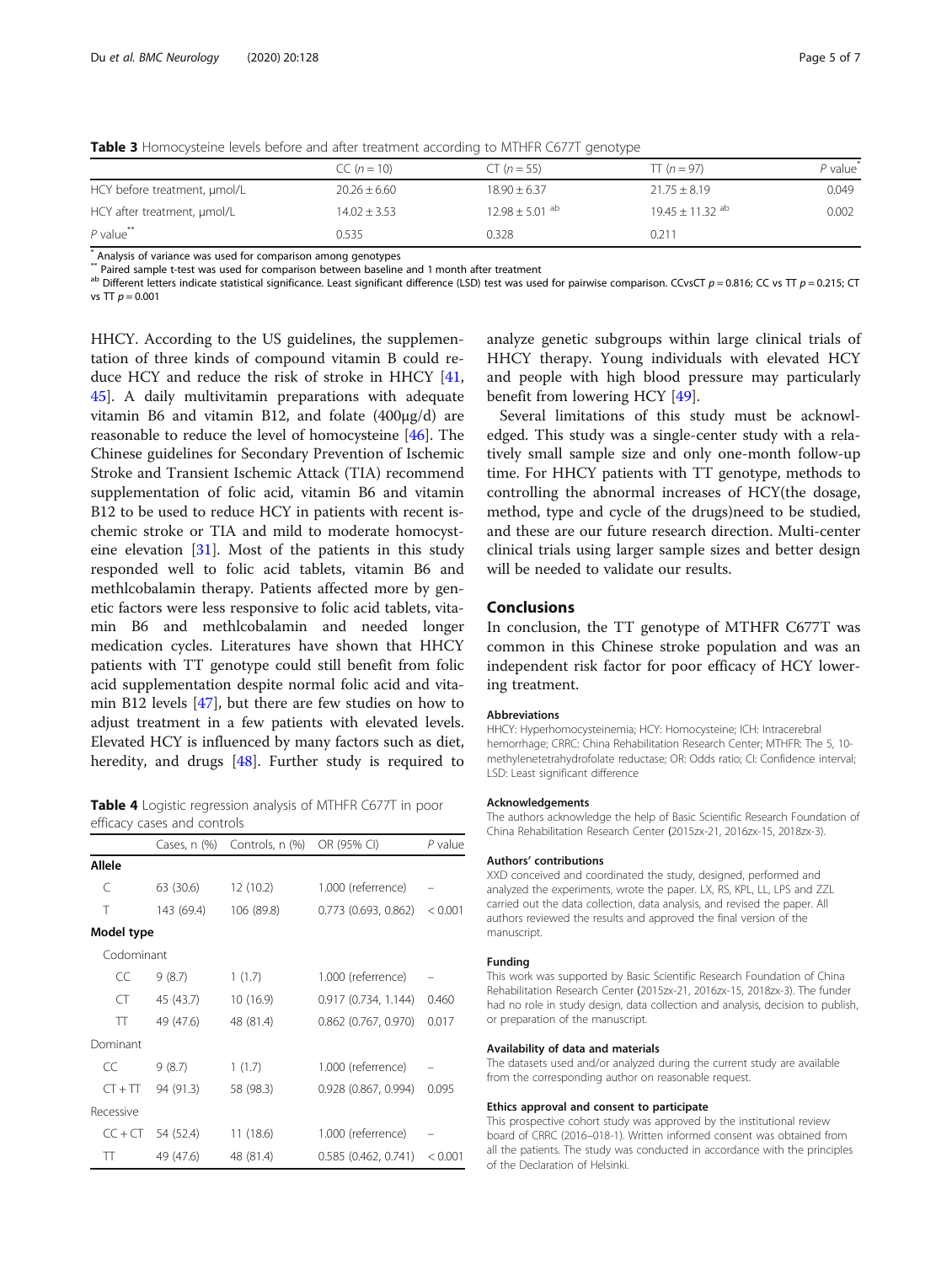**Table 3** Homocysteine levels before and after treatment according to MTHFR C677T genotype

| | CC ($n = 10$) | CT ($n = 55$) | TT ($n = 97$) | $P$ value[*] |
|---|---|---|---|---|
| HCY before treatment, μmol/L | 20.26 ± 6.60 | 18.90 ± 6.37 | 21.75 ± 8.19 | 0.049 |
| HCY after treatment, μmol/L | 14.02 ± 3.53 | 12.98 ± 5.01 [ab] | 19.45 ± 11.32 [ab] | 0.002 |
| $P$ value[**] | 0.535 | 0.328 | 0.211 | |

[*] Analysis of variance was used for comparison among genotypes

[**] Paired sample t-test was used for comparison between baseline and 1 month after treatment

[ab] Different letters indicate statistical significance. Least significant difference (LSD) test was used for pairwise comparison. CCvsCT $p = 0.816$; CC vs TT $p = 0.215$; CT vs TT $p = 0.001$

HHCY. According to the US guidelines, the supplementation of three kinds of compound vitamin B could reduce HCY and reduce the risk of stroke in HHCY [41, 45]. A daily multivitamin preparations with adequate vitamin B6 and vitamin B12, and folate (400μg/d) are reasonable to reduce the level of homocysteine [46]. The Chinese guidelines for Secondary Prevention of Ischemic Stroke and Transient Ischemic Attack (TIA) recommend supplementation of folic acid, vitamin B6 and vitamin B12 to be used to reduce HCY in patients with recent ischemic stroke or TIA and mild to moderate homocysteine elevation [31]. Most of the patients in this study responded well to folic acid tablets, vitamin B6 and methlcobalamin therapy. Patients affected more by genetic factors were less responsive to folic acid tablets, vitamin B6 and methlcobalamin and needed longer medication cycles. Literatures have shown that HHCY patients with TT genotype could still benefit from folic acid supplementation despite normal folic acid and vitamin B12 levels [47], but there are few studies on how to adjust treatment in a few patients with elevated levels. Elevated HCY is influenced by many factors such as diet, heredity, and drugs [48]. Further study is required to analyze genetic subgroups within large clinical trials of HHCY therapy. Young individuals with elevated HCY and people with high blood pressure may particularly benefit from lowering HCY [49].

Several limitations of this study must be acknowledged. This study was a single-center study with a relatively small sample size and only one-month follow-up time. For HHCY patients with TT genotype, methods to controlling the abnormal increases of HCY(the dosage, method, type and cycle of the drugs)need to be studied, and these are our future research direction. Multi-center clinical trials using larger sample sizes and better design will be needed to validate our results.

**Table 4** Logistic regression analysis of MTHFR C677T in poor efficacy cases and controls

| | Cases, n (%) | Controls, n (%) | OR (95% CI) | $P$ value |
|---|---|---|---|---|
| **Allele** | | | | |
| C | 63 (30.6) | 12 (10.2) | 1.000 (referrence) | – |
| T | 143 (69.4) | 106 (89.8) | 0.773 (0.693, 0.862) | < 0.001 |
| **Model type** | | | | |
| Codominant | | | | |
| CC | 9 (8.7) | 1 (1.7) | 1.000 (referrence) | – |
| CT | 45 (43.7) | 10 (16.9) | 0.917 (0.734, 1.144) | 0.460 |
| TT | 49 (47.6) | 48 (81.4) | 0.862 (0.767, 0.970) | 0.017 |
| Dominant | | | | |
| CC | 9 (8.7) | 1 (1.7) | 1.000 (referrence) | – |
| CT + TT | 94 (91.3) | 58 (98.3) | 0.928 (0.867, 0.994) | 0.095 |
| Recessive | | | | |
| CC + CT | 54 (52.4) | 11 (18.6) | 1.000 (referrence) | – |
| TT | 49 (47.6) | 48 (81.4) | 0.585 (0.462, 0.741) | < 0.001 |

## Conclusions

In conclusion, the TT genotype of MTHFR C677T was common in this Chinese stroke population and was an independent risk factor for poor efficacy of HCY lowering treatment.

### Abbreviations

HHCY: Hyperhomocysteinemia; HCY: Homocysteine; ICH: Intracerebral hemorrhage; CRRC: China Rehabilitation Research Center; MTHFR: The 5, 10-methylenetetrahydrofolate reductase; OR: Odds ratio; CI: Confidence interval; LSD: Least significant difference

### Acknowledgements

The authors acknowledge the help of Basic Scientific Research Foundation of China Rehabilitation Research Center (2015zx-21, 2016zx-15, 2018zx-3).

### Authors' contributions

XXD conceived and coordinated the study, designed, performed and analyzed the experiments, wrote the paper. LX, RS, KPL, LL, LPS and ZZL carried out the data collection, data analysis, and revised the paper. All authors reviewed the results and approved the final version of the manuscript.

### Funding

This work was supported by Basic Scientific Research Foundation of China Rehabilitation Research Center (2015zx-21, 2016zx-15, 2018zx-3). The funder had no role in study design, data collection and analysis, decision to publish, or preparation of the manuscript.

### Availability of data and materials

The datasets used and/or analyzed during the current study are available from the corresponding author on reasonable request.

### Ethics approval and consent to participate

This prospective cohort study was approved by the institutional review board of CRRC (2016–018-1). Written informed consent was obtained from all the patients. The study was conducted in accordance with the principles of the Declaration of Helsinki.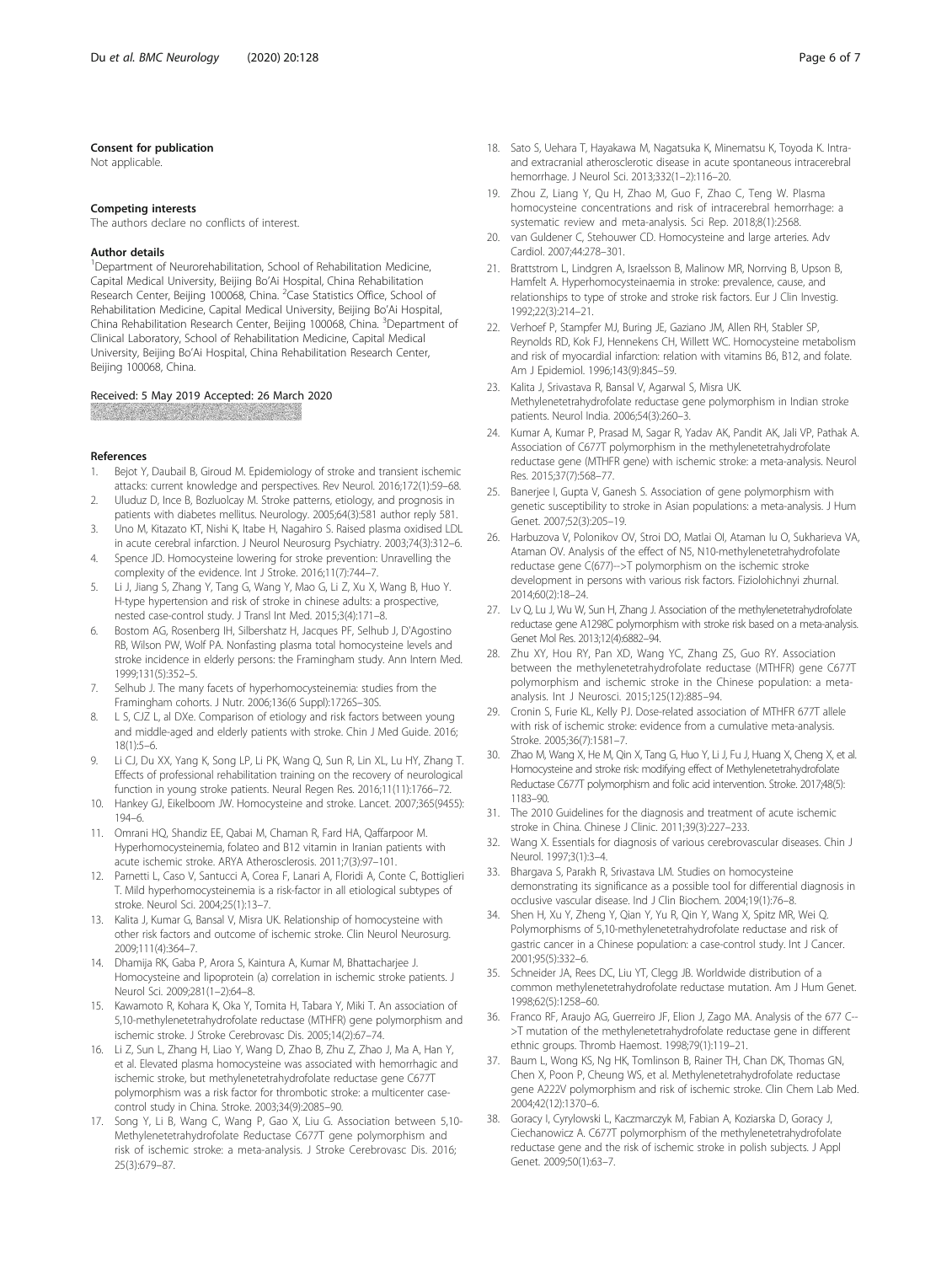## Consent for publication

Not applicable.

## Competing interests

The authors declare no conflicts of interest.

## Author details

[1]Department of Neurorehabilitation, School of Rehabilitation Medicine, Capital Medical University, Beijing Bo'Ai Hospital, China Rehabilitation Research Center, Beijing 100068, China. [2]Case Statistics Office, School of Rehabilitation Medicine, Capital Medical University, Beijing Bo'Ai Hospital, China Rehabilitation Research Center, Beijing 100068, China. [3]Department of Clinical Laboratory, School of Rehabilitation Medicine, Capital Medical University, Beijing Bo'Ai Hospital, China Rehabilitation Research Center, Beijing 100068, China.

Received: 5 May 2019 Accepted: 26 March 2020

## References

1. Bejot Y, Daubail B, Giroud M. Epidemiology of stroke and transient ischemic attacks: current knowledge and perspectives. Rev Neurol. 2016;172(1):59–68.
2. Uluduz D, Ince B, Bozluolcay M. Stroke patterns, etiology, and prognosis in patients with diabetes mellitus. Neurology. 2005;64(3):581 author reply 581.
3. Uno M, Kitazato KT, Nishi K, Itabe H, Nagahiro S. Raised plasma oxidised LDL in acute cerebral infarction. J Neurol Neurosurg Psychiatry. 2003;74(3):312–6.
4. Spence JD. Homocysteine lowering for stroke prevention: Unravelling the complexity of the evidence. Int J Stroke. 2016;11(7):744–7.
5. Li J, Jiang S, Zhang Y, Tang G, Wang Y, Mao G, Li Z, Xu X, Wang B, Huo Y. H-type hypertension and risk of stroke in chinese adults: a prospective, nested case-control study. J Transl Int Med. 2015;3(4):171–8.
6. Bostom AG, Rosenberg IH, Silbershatz H, Jacques PF, Selhub J, D'Agostino RB, Wilson PW, Wolf PA. Nonfasting plasma total homocysteine levels and stroke incidence in elderly persons: the Framingham study. Ann Intern Med. 1999;131(5):352–5.
7. Selhub J. The many facets of hyperhomocysteinemia: studies from the Framingham cohorts. J Nutr. 2006;136(6 Suppl):1726S–30S.
8. L S, CJZ L, al DXe. Comparison of etiology and risk factors between young and middle-aged and elderly patients with stroke. Chin J Med Guide. 2016; 18(1):5–6.
9. Li CJ, Du XX, Yang K, Song LP, Li PK, Wang Q, Sun R, Lin XL, Lu HY, Zhang T. Effects of professional rehabilitation training on the recovery of neurological function in young stroke patients. Neural Regen Res. 2016;11(11):1766–72.
10. Hankey GJ, Eikelboom JW. Homocysteine and stroke. Lancet. 2007;365(9455): 194–6.
11. Omrani HQ, Shandiz EE, Qabai M, Chaman R, Fard HA, Qaffarpoor M. Hyperhomocysteinemia, folateo and B12 vitamin in Iranian patients with acute ischemic stroke. ARYA Atherosclerosis. 2011;7(3):97–101.
12. Parnetti L, Caso V, Santucci A, Corea F, Lanari A, Floridi A, Conte C, Bottiglieri T. Mild hyperhomocysteinemia is a risk-factor in all etiological subtypes of stroke. Neurol Sci. 2004;25(1):13–7.
13. Kalita J, Kumar G, Bansal V, Misra UK. Relationship of homocysteine with other risk factors and outcome of ischemic stroke. Clin Neurol Neurosurg. 2009;111(4):364–7.
14. Dhamija RK, Gaba P, Arora S, Kaintura A, Kumar M, Bhattacharjee J. Homocysteine and lipoprotein (a) correlation in ischemic stroke patients. J Neurol Sci. 2009;281(1–2):64–8.
15. Kawamoto R, Kohara K, Oka Y, Tomita H, Tabara Y, Miki T. An association of 5,10-methylenetetrahydrofolate reductase (MTHFR) gene polymorphism and ischemic stroke. J Stroke Cerebrovasc Dis. 2005;14(2):67–74.
16. Li Z, Sun L, Zhang H, Liao Y, Wang D, Zhao B, Zhu Z, Zhao J, Ma A, Han Y, et al. Elevated plasma homocysteine was associated with hemorrhagic and ischemic stroke, but methylenetetrahydrofolate reductase gene C677T polymorphism was a risk factor for thrombotic stroke: a multicenter case-control study in China. Stroke. 2003;34(9):2085–90.
17. Song Y, Li B, Wang C, Wang P, Gao X, Liu G. Association between 5,10-Methylenetetrahydrofolate Reductase C677T gene polymorphism and risk of ischemic stroke: a meta-analysis. J Stroke Cerebrovasc Dis. 2016; 25(3):679–87.
18. Sato S, Uehara T, Hayakawa M, Nagatsuka K, Minematsu K, Toyoda K. Intra- and extracranial atherosclerotic disease in acute spontaneous intracerebral hemorrhage. J Neurol Sci. 2013;332(1–2):116–20.
19. Zhou Z, Liang Y, Qu H, Zhao M, Guo F, Zhao C, Teng W. Plasma homocysteine concentrations and risk of intracerebral hemorrhage: a systematic review and meta-analysis. Sci Rep. 2018;8(1):2568.
20. van Guldener C, Stehouwer CD. Homocysteine and large arteries. Adv Cardiol. 2007;44:278–301.
21. Brattstrom L, Lindgren A, Israelsson B, Malinow MR, Norrving B, Upson B, Hamfelt A. Hyperhomocysteinaemia in stroke: prevalence, cause, and relationships to type of stroke and stroke risk factors. Eur J Clin Investig. 1992;22(3):214–21.
22. Verhoef P, Stampfer MJ, Buring JE, Gaziano JM, Allen RH, Stabler SP, Reynolds RD, Kok FJ, Hennekens CH, Willett WC. Homocysteine metabolism and risk of myocardial infarction: relation with vitamins B6, B12, and folate. Am J Epidemiol. 1996;143(9):845–59.
23. Kalita J, Srivastava R, Bansal V, Agarwal S, Misra UK. Methylenetetrahydrofolate reductase gene polymorphism in Indian stroke patients. Neurol India. 2006;54(3):260–3.
24. Kumar A, Kumar P, Prasad M, Sagar R, Yadav AK, Pandit AK, Jali VP, Pathak A. Association of C677T polymorphism in the methylenetetrahydrofolate reductase gene (MTHFR gene) with ischemic stroke: a meta-analysis. Neurol Res. 2015;37(7):568–77.
25. Banerjee I, Gupta V, Ganesh S. Association of gene polymorphism with genetic susceptibility to stroke in Asian populations: a meta-analysis. J Hum Genet. 2007;52(3):205–19.
26. Harbuzova V, Polonikov OV, Stroi DO, Matlai OI, Ataman Iu O, Sukharieva VA, Ataman OV. Analysis of the effect of N5, N10-methylenetetrahydrofolate reductase gene C(677)-->T polymorphism on the ischemic stroke development in persons with various risk factors. Fiziolohichnyi zhurnal. 2014;60(2):18–24.
27. Lv Q, Lu J, Wu W, Sun H, Zhang J. Association of the methylenetetrahydrofolate reductase gene A1298C polymorphism with stroke risk based on a meta-analysis. Genet Mol Res. 2013;12(4):6882–94.
28. Zhu XY, Hou RY, Pan XD, Wang YC, Zhang ZS, Guo RY. Association between the methylenetetrahydrofolate reductase (MTHFR) gene C677T polymorphism and ischemic stroke in the Chinese population: a meta-analysis. Int J Neurosci. 2015;125(12):885–94.
29. Cronin S, Furie KL, Kelly PJ. Dose-related association of MTHFR 677T allele with risk of ischemic stroke: evidence from a cumulative meta-analysis. Stroke. 2005;36(7):1581–7.
30. Zhao M, Wang X, He M, Qin X, Tang G, Huo Y, Li J, Fu J, Huang X, Cheng X, et al. Homocysteine and stroke risk: modifying effect of Methylenetetrahydrofolate Reductase C677T polymorphism and folic acid intervention. Stroke. 2017;48(5): 1183–90.
31. The 2010 Guidelines for the diagnosis and treatment of acute ischemic stroke in China. Chinese J Clinic. 2011;39(3):227–233.
32. Wang X. Essentials for diagnosis of various cerebrovascular diseases. Chin J Neurol. 1997;3(1):3–4.
33. Bhargava S, Parakh R, Srivastava LM. Studies on homocysteine demonstrating its significance as a possible tool for differential diagnosis in occlusive vascular disease. Ind J Clin Biochem. 2004;19(1):76–8.
34. Shen H, Xu Y, Zheng Y, Qian Y, Yu R, Qin Y, Wang X, Spitz MR, Wei Q. Polymorphisms of 5,10-methylenetetrahydrofolate reductase and risk of gastric cancer in a Chinese population: a case-control study. Int J Cancer. 2001;95(5):332–6.
35. Schneider JA, Rees DC, Liu YT, Clegg JB. Worldwide distribution of a common methylenetetrahydrofolate reductase mutation. Am J Hum Genet. 1998;62(5):1258–60.
36. Franco RF, Araujo AG, Guerreiro JF, Elion J, Zago MA. Analysis of the 677 C-->T mutation of the methylenetetrahydrofolate reductase gene in different ethnic groups. Thromb Haemost. 1998;79(1):119–21.
37. Baum L, Wong KS, Ng HK, Tomlinson B, Rainer TH, Chan DK, Thomas GN, Chen X, Poon P, Cheung WS, et al. Methylenetetrahydrofolate reductase gene A222V polymorphism and risk of ischemic stroke. Clin Chem Lab Med. 2004;42(12):1370–6.
38. Goracy I, Cyrylowski L, Kaczmarczyk M, Fabian A, Koziarska D, Goracy J, Ciechanowicz A. C677T polymorphism of the methylenetetrahydrofolate reductase gene and the risk of ischemic stroke in polish subjects. J Appl Genet. 2009;50(1):63–7.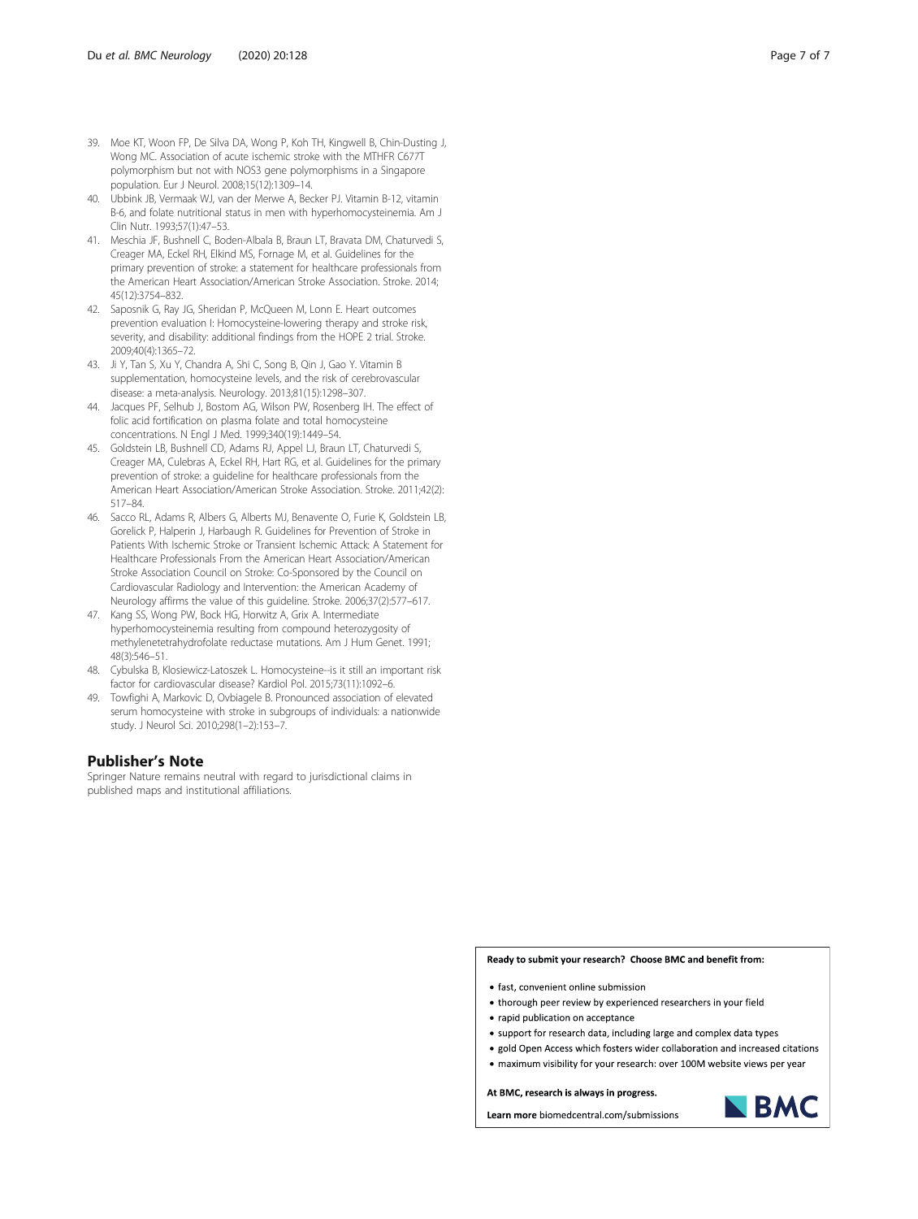39. Moe KT, Woon FP, De Silva DA, Wong P, Koh TH, Kingwell B, Chin-Dusting J, Wong MC. Association of acute ischemic stroke with the MTHFR C677T polymorphism but not with NOS3 gene polymorphisms in a Singapore population. Eur J Neurol. 2008;15(12):1309–14.
40. Ubbink JB, Vermaak WJ, van der Merwe A, Becker PJ. Vitamin B-12, vitamin B-6, and folate nutritional status in men with hyperhomocysteinemia. Am J Clin Nutr. 1993;57(1):47–53.
41. Meschia JF, Bushnell C, Boden-Albala B, Braun LT, Bravata DM, Chaturvedi S, Creager MA, Eckel RH, Elkind MS, Fornage M, et al. Guidelines for the primary prevention of stroke: a statement for healthcare professionals from the American Heart Association/American Stroke Association. Stroke. 2014; 45(12):3754–832.
42. Saposnik G, Ray JG, Sheridan P, McQueen M, Lonn E. Heart outcomes prevention evaluation I: Homocysteine-lowering therapy and stroke risk, severity, and disability: additional findings from the HOPE 2 trial. Stroke. 2009;40(4):1365–72.
43. Ji Y, Tan S, Xu Y, Chandra A, Shi C, Song B, Qin J, Gao Y. Vitamin B supplementation, homocysteine levels, and the risk of cerebrovascular disease: a meta-analysis. Neurology. 2013;81(15):1298–307.
44. Jacques PF, Selhub J, Bostom AG, Wilson PW, Rosenberg IH. The effect of folic acid fortification on plasma folate and total homocysteine concentrations. N Engl J Med. 1999;340(19):1449–54.
45. Goldstein LB, Bushnell CD, Adams RJ, Appel LJ, Braun LT, Chaturvedi S, Creager MA, Culebras A, Eckel RH, Hart RG, et al. Guidelines for the primary prevention of stroke: a guideline for healthcare professionals from the American Heart Association/American Stroke Association. Stroke. 2011;42(2): 517–84.
46. Sacco RL, Adams R, Albers G, Alberts MJ, Benavente O, Furie K, Goldstein LB, Gorelick P, Halperin J, Harbaugh R. Guidelines for Prevention of Stroke in Patients With Ischemic Stroke or Transient Ischemic Attack: A Statement for Healthcare Professionals From the American Heart Association/American Stroke Association Council on Stroke: Co-Sponsored by the Council on Cardiovascular Radiology and Intervention: the American Academy of Neurology affirms the value of this guideline. Stroke. 2006;37(2):577–617.
47. Kang SS, Wong PW, Bock HG, Horwitz A, Grix A. Intermediate hyperhomocysteinemia resulting from compound heterozygosity of methylenetetrahydrofolate reductase mutations. Am J Hum Genet. 1991; 48(3):546–51.
48. Cybulska B, Klosiewicz-Latoszek L. Homocysteine--is it still an important risk factor for cardiovascular disease? Kardiol Pol. 2015;73(11):1092–6.
49. Towfighi A, Markovic D, Ovbiagele B. Pronounced association of elevated serum homocysteine with stroke in subgroups of individuals: a nationwide study. J Neurol Sci. 2010;298(1–2):153–7.

## Publisher's Note

Springer Nature remains neutral with regard to jurisdictional claims in published maps and institutional affiliations.

**Ready to submit your research? Choose BMC and benefit from:**

- fast, convenient online submission
- thorough peer review by experienced researchers in your field
- rapid publication on acceptance
- support for research data, including large and complex data types
- gold Open Access which fosters wider collaboration and increased citations
- maximum visibility for your research: over 100M website views per year

**At BMC, research is always in progress.**

**Learn more** biomedcentral.com/submissions